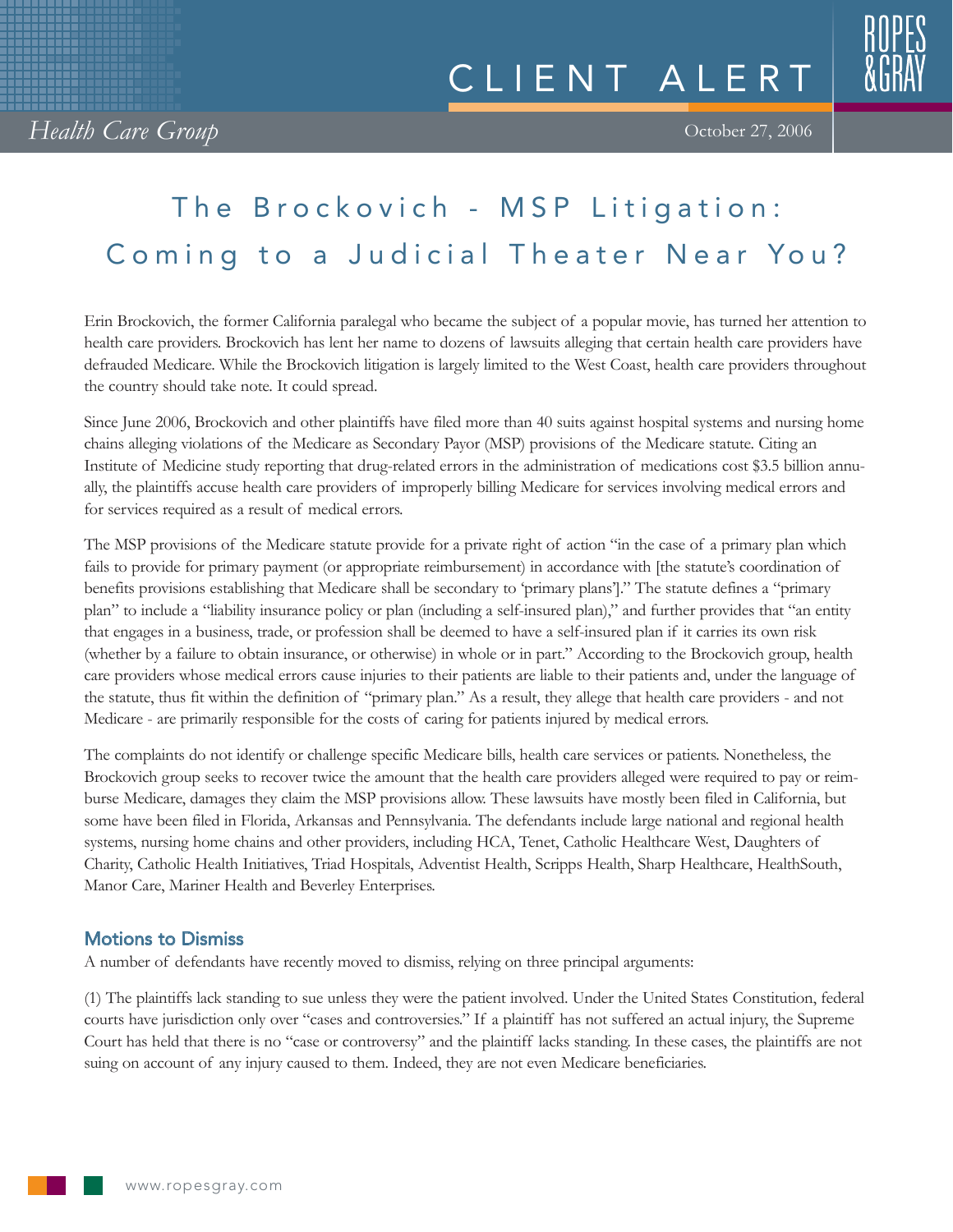# CLIENT ALERT

*Health Care Group*

October 27, 2006

## The Brockovich - MSP Litigation: Coming to a Judicial Theater Near You?

Erin Brockovich, the former California paralegal who became the subject of a popular movie, has turned her attention to health care providers. Brockovich has lent her name to dozens of lawsuits alleging that certain health care providers have defrauded Medicare. While the Brockovich litigation is largely limited to the West Coast, health care providers throughout the country should take note. It could spread.

Since June 2006, Brockovich and other plaintiffs have filed more than 40 suits against hospital systems and nursing home chains alleging violations of the Medicare as Secondary Payor (MSP) provisions of the Medicare statute. Citing an Institute of Medicine study reporting that drug-related errors in the administration of medications cost $3.5 billion annually, the plaintiffs accuse health care providers of improperly billing Medicare for services involving medical errors and for services required as a result of medical errors.

The MSP provisions of the Medicare statute provide for a private right of action "in the case of a primary plan which fails to provide for primary payment (or appropriate reimbursement) in accordance with [the statute's coordination of benefits provisions establishing that Medicare shall be secondary to 'primary plans']." The statute defines a "primary plan" to include a "liability insurance policy or plan (including a self-insured plan)," and further provides that "an entity that engages in a business, trade, or profession shall be deemed to have a self-insured plan if it carries its own risk (whether by a failure to obtain insurance, or otherwise) in whole or in part." According to the Brockovich group, health care providers whose medical errors cause injuries to their patients are liable to their patients and, under the language of the statute, thus fit within the definition of "primary plan." As a result, they allege that health care providers - and not Medicare - are primarily responsible for the costs of caring for patients injured by medical errors.

The complaints do not identify or challenge specific Medicare bills, health care services or patients. Nonetheless, the Brockovich group seeks to recover twice the amount that the health care providers alleged were required to pay or reimburse Medicare, damages they claim the MSP provisions allow. These lawsuits have mostly been filed in California, but some have been filed in Florida, Arkansas and Pennsylvania. The defendants include large national and regional health systems, nursing home chains and other providers, including HCA, Tenet, Catholic Healthcare West, Daughters of Charity, Catholic Health Initiatives, Triad Hospitals, Adventist Health, Scripps Health, Sharp Healthcare, HealthSouth, Manor Care, Mariner Health and Beverley Enterprises.

### Motions to Dismiss

A number of defendants have recently moved to dismiss, relying on three principal arguments:

(1) The plaintiffs lack standing to sue unless they were the patient involved. Under the United States Constitution, federal courts have jurisdiction only over "cases and controversies." If a plaintiff has not suffered an actual injury, the Supreme Court has held that there is no "case or controversy" and the plaintiff lacks standing. In these cases, the plaintiffs are not suing on account of any injury caused to them. Indeed, they are not even Medicare beneficiaries.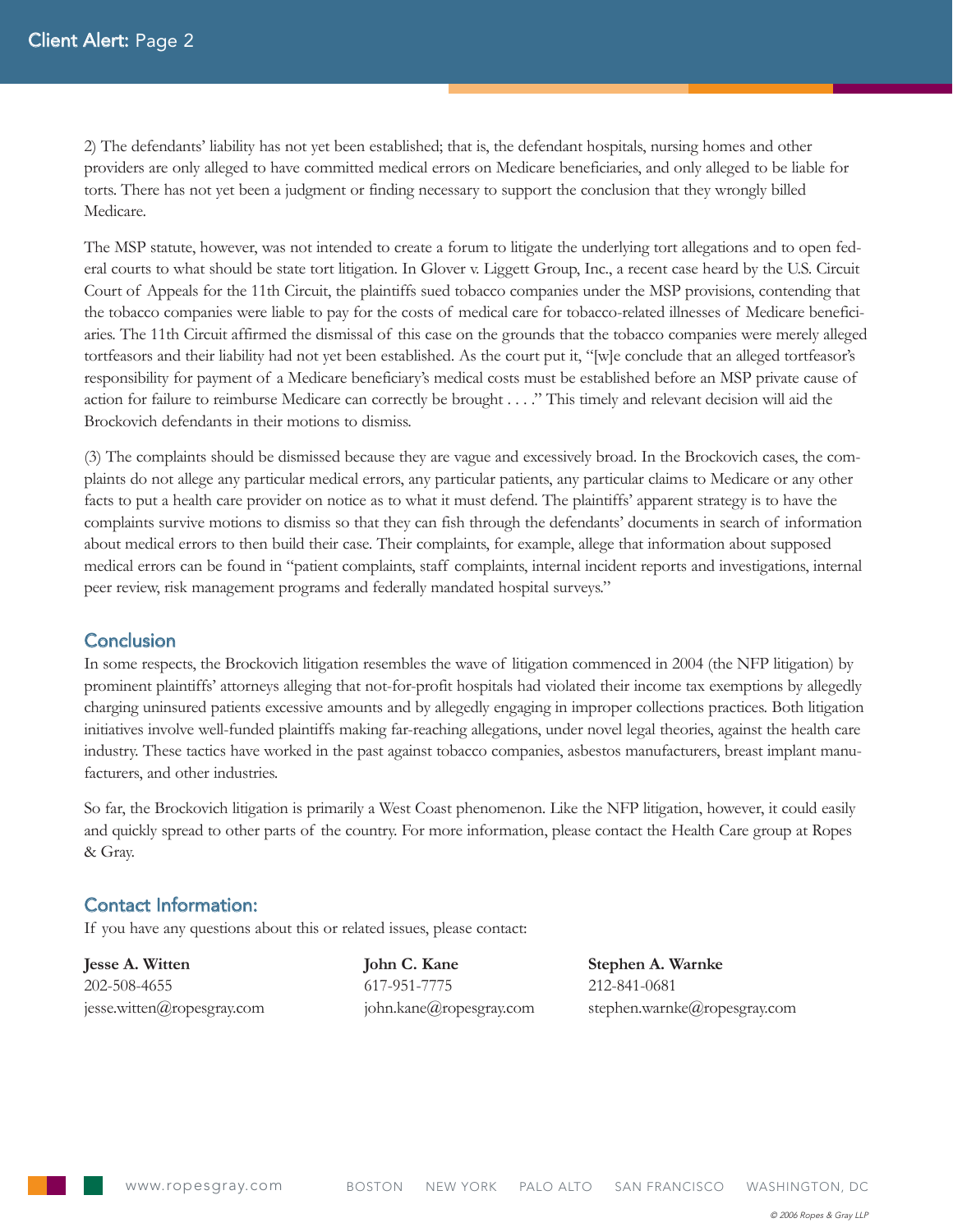2) The defendants' liability has not yet been established; that is, the defendant hospitals, nursing homes and other providers are only alleged to have committed medical errors on Medicare beneficiaries, and only alleged to be liable for torts. There has not yet been a judgment or finding necessary to support the conclusion that they wrongly billed Medicare.

The MSP statute, however, was not intended to create a forum to litigate the underlying tort allegations and to open federal courts to what should be state tort litigation. In Glover v. Liggett Group, Inc., a recent case heard by the U.S. Circuit Court of Appeals for the 11th Circuit, the plaintiffs sued tobacco companies under the MSP provisions, contending that the tobacco companies were liable to pay for the costs of medical care for tobacco-related illnesses of Medicare beneficiaries. The 11th Circuit affirmed the dismissal of this case on the grounds that the tobacco companies were merely alleged tortfeasors and their liability had not yet been established. As the court put it, "[w]e conclude that an alleged tortfeasor's responsibility for payment of a Medicare beneficiary's medical costs must be established before an MSP private cause of action for failure to reimburse Medicare can correctly be brought . . . ." This timely and relevant decision will aid the Brockovich defendants in their motions to dismiss.

(3) The complaints should be dismissed because they are vague and excessively broad. In the Brockovich cases, the complaints do not allege any particular medical errors, any particular patients, any particular claims to Medicare or any other facts to put a health care provider on notice as to what it must defend. The plaintiffs' apparent strategy is to have the complaints survive motions to dismiss so that they can fish through the defendants' documents in search of information about medical errors to then build their case. Their complaints, for example, allege that information about supposed medical errors can be found in "patient complaints, staff complaints, internal incident reports and investigations, internal peer review, risk management programs and federally mandated hospital surveys."

## Conclusion

In some respects, the Brockovich litigation resembles the wave of litigation commenced in 2004 (the NFP litigation) by prominent plaintiffs' attorneys alleging that not-for-profit hospitals had violated their income tax exemptions by allegedly charging uninsured patients excessive amounts and by allegedly engaging in improper collections practices. Both litigation initiatives involve well-funded plaintiffs making far-reaching allegations, under novel legal theories, against the health care industry. These tactics have worked in the past against tobacco companies, asbestos manufacturers, breast implant manufacturers, and other industries.

So far, the Brockovich litigation is primarily a West Coast phenomenon. Like the NFP litigation, however, it could easily and quickly spread to other parts of the country. For more information, please contact the Health Care group at Ropes & Gray.

## Contact Information:

If you have any questions about this or related issues, please contact:

**Jesse A. Witten**
202-508-4655
jesse.witten@ropesgray.com

**John C. Kane**
617-951-7775
john.kane@ropesgray.com

**Stephen A. Warnke**
212-841-0681
stephen.warnke@ropesgray.com

www.ropesgray.com BOSTON NEW YORK PALO ALTO SAN FRANCISCO WASHINGTON, DC

© 2006 Ropes & Gray LLP